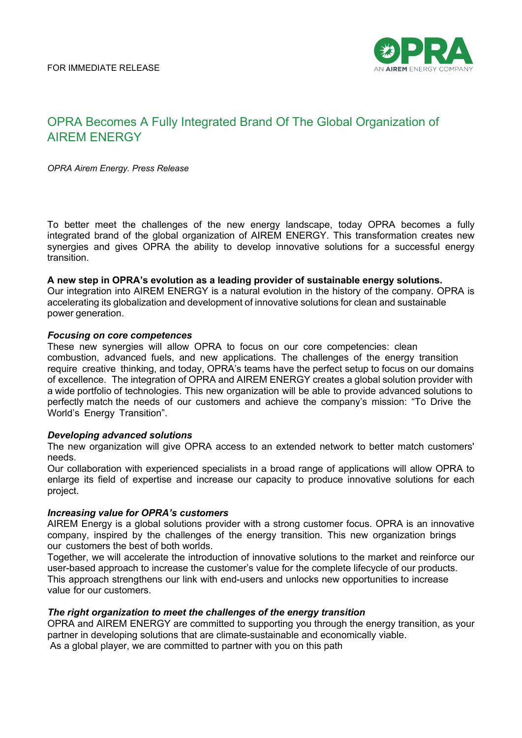FOR IMMEDIATE RELEASE

# OPRA Becomes A Fully Integrated Brand Of The Global Organization of AIREM ENERGY

*OPRA Airem Energy. Press Release*

To better meet the challenges of the new energy landscape, today OPRA becomes a fully integrated brand of the global organization of AIREM ENERGY. This transformation creates new synergies and gives OPRA the ability to develop innovative solutions for a successful energy transition.

**A new step in OPRA's evolution as a leading provider of sustainable energy solutions.**
Our integration into AIREM ENERGY is a natural evolution in the history of the company. OPRA is accelerating its globalization and development of innovative solutions for clean and sustainable power generation.

***Focusing on core competences***
These new synergies will allow OPRA to focus on our core competencies: clean combustion, advanced fuels, and new applications. The challenges of the energy transition require creative thinking, and today, OPRA's teams have the perfect setup to focus on our domains of excellence. The integration of OPRA and AIREM ENERGY creates a global solution provider with a wide portfolio of technologies. This new organization will be able to provide advanced solutions to perfectly match the needs of our customers and achieve the company's mission: "To Drive the World's Energy Transition".

***Developing advanced solutions***
The new organization will give OPRA access to an extended network to better match customers' needs.
Our collaboration with experienced specialists in a broad range of applications will allow OPRA to enlarge its field of expertise and increase our capacity to produce innovative solutions for each project.

***Increasing value for OPRA's customers***
AIREM Energy is a global solutions provider with a strong customer focus. OPRA is an innovative company, inspired by the challenges of the energy transition. This new organization brings our customers the best of both worlds.
Together, we will accelerate the introduction of innovative solutions to the market and reinforce our user-based approach to increase the customer's value for the complete lifecycle of our products. This approach strengthens our link with end-users and unlocks new opportunities to increase value for our customers.

***The right organization to meet the challenges of the energy transition***
OPRA and AIREM ENERGY are committed to supporting you through the energy transition, as your partner in developing solutions that are climate-sustainable and economically viable.
As a global player, we are committed to partner with you on this path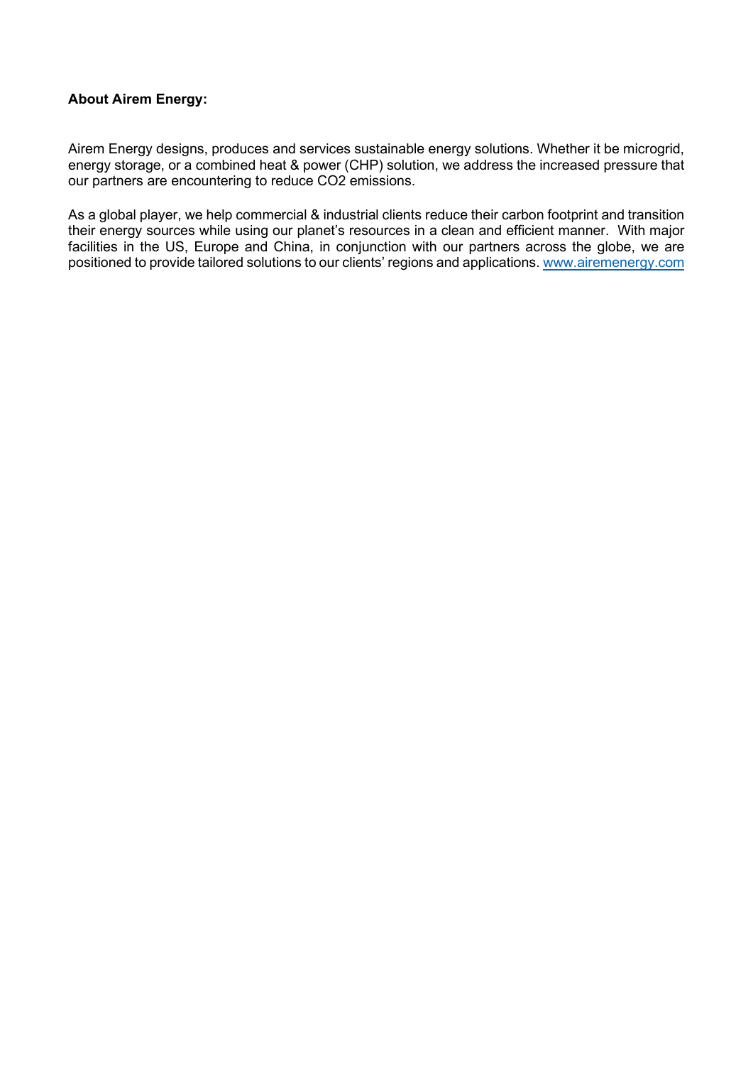**About Airem Energy:**

Airem Energy designs, produces and services sustainable energy solutions. Whether it be microgrid, energy storage, or a combined heat & power (CHP) solution, we address the increased pressure that our partners are encountering to reduce CO2 emissions.

As a global player, we help commercial & industrial clients reduce their carbon footprint and transition their energy sources while using our planet's resources in a clean and efficient manner. With major facilities in the US, Europe and China, in conjunction with our partners across the globe, we are positioned to provide tailored solutions to our clients' regions and applications. [www.airemenergy.com](http://www.airemenergy.com)